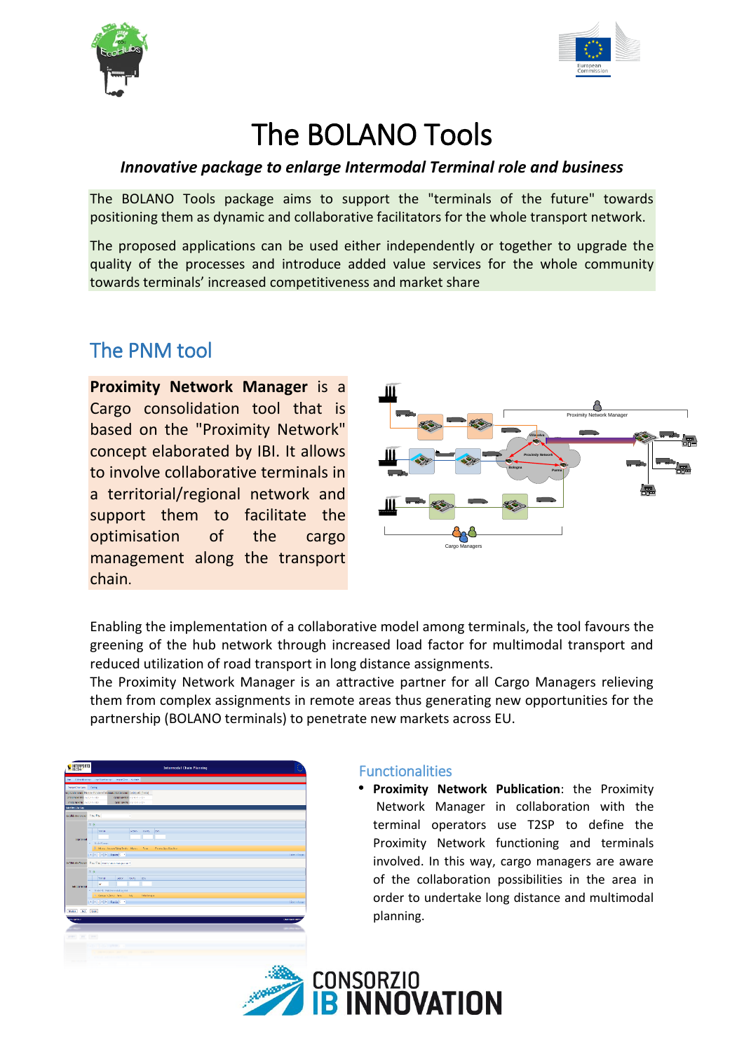# The BOLANO Tools

***Innovative package to enlarge Intermodal Terminal role and business***

The BOLANO Tools package aims to support the "terminals of the future" towards positioning them as dynamic and collaborative facilitators for the whole transport network.

The proposed applications can be used either independently or together to upgrade the quality of the processes and introduce added value services for the whole community towards terminals' increased competitiveness and market share

## The PNM tool

**Proximity Network Manager** is a Cargo consolidation tool that is based on the "Proximity Network" concept elaborated by IBI. It allows to involve collaborative terminals in a territorial/regional network and support them to facilitate the optimisation of the cargo management along the transport chain.

Enabling the implementation of a collaborative model among terminals, the tool favours the greening of the hub network through increased load factor for multimodal transport and reduced utilization of road transport in long distance assignments.

The Proximity Network Manager is an attractive partner for all Cargo Managers relieving them from complex assignments in remote areas thus generating new opportunities for the partnership (BOLANO terminals) to penetrate new markets across EU.

### Functionalities

- **Proximity Network Publication**: the Proximity Network Manager in collaboration with the terminal operators use T2SP to define the Proximity Network functioning and terminals involved. In this way, cargo managers are aware of the collaboration possibilities in the area in order to undertake long distance and multimodal planning.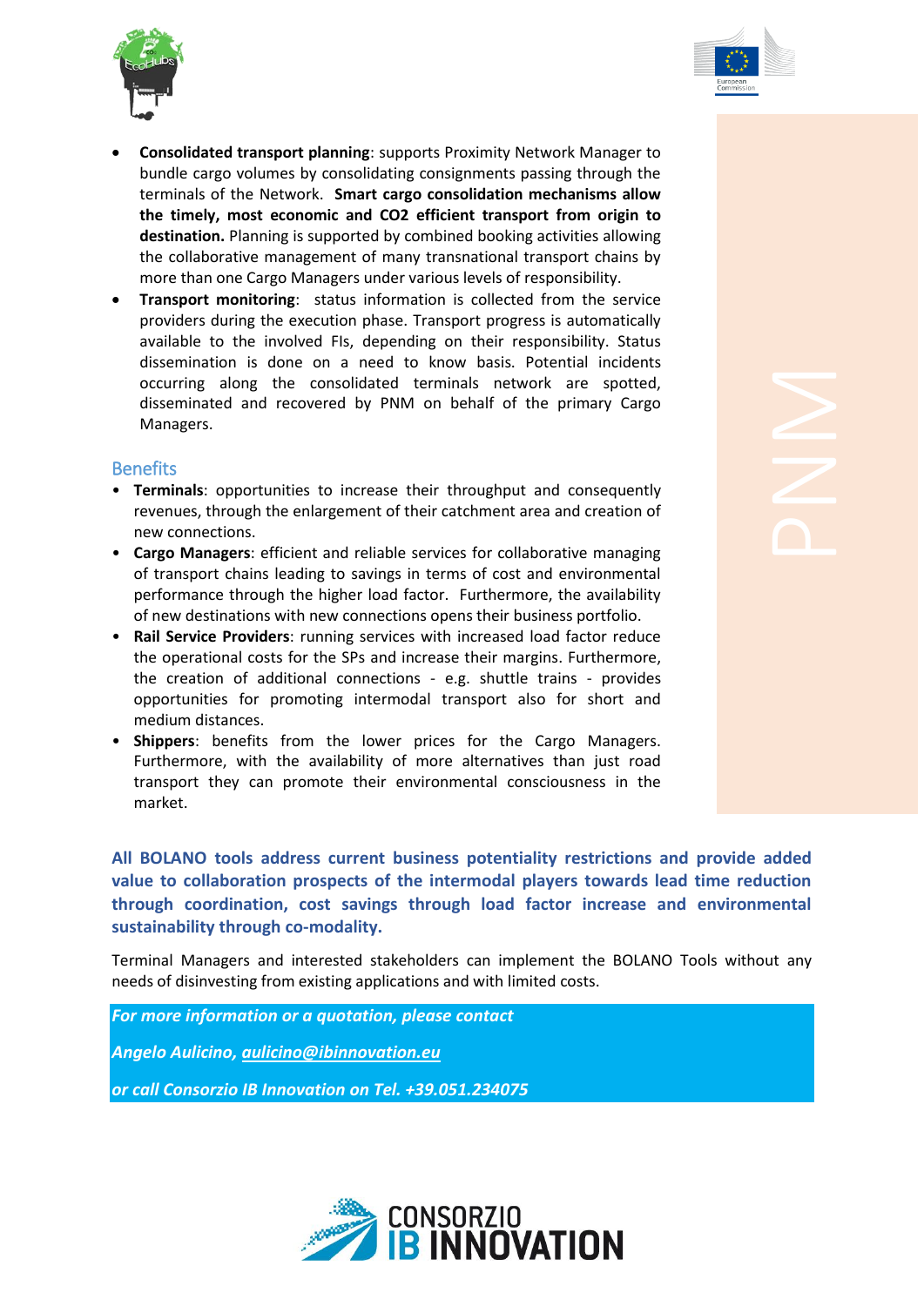- **Consolidated transport planning**: supports Proximity Network Manager to bundle cargo volumes by consolidating consignments passing through the terminals of the Network. **Smart cargo consolidation mechanisms allow the timely, most economic and CO2 efficient transport from origin to destination.** Planning is supported by combined booking activities allowing the collaborative management of many transnational transport chains by more than one Cargo Managers under various levels of responsibility.
- **Transport monitoring**: status information is collected from the service providers during the execution phase. Transport progress is automatically available to the involved FIs, depending on their responsibility. Status dissemination is done on a need to know basis. Potential incidents occurring along the consolidated terminals network are spotted, disseminated and recovered by PNM on behalf of the primary Cargo Managers.

PNM

## Benefits

- **Terminals**: opportunities to increase their throughput and consequently revenues, through the enlargement of their catchment area and creation of new connections.
- **Cargo Managers**: efficient and reliable services for collaborative managing of transport chains leading to savings in terms of cost and environmental performance through the higher load factor. Furthermore, the availability of new destinations with new connections opens their business portfolio.
- **Rail Service Providers**: running services with increased load factor reduce the operational costs for the SPs and increase their margins. Furthermore, the creation of additional connections - e.g. shuttle trains - provides opportunities for promoting intermodal transport also for short and medium distances.
- **Shippers**: benefits from the lower prices for the Cargo Managers. Furthermore, with the availability of more alternatives than just road transport they can promote their environmental consciousness in the market.

**All BOLANO tools address current business potentiality restrictions and provide added value to collaboration prospects of the intermodal players towards lead time reduction through coordination, cost savings through load factor increase and environmental sustainability through co-modality.**

Terminal Managers and interested stakeholders can implement the BOLANO Tools without any needs of disinvesting from existing applications and with limited costs.

***For more information or a quotation, please contact***

***Angelo Aulicino, aulicino@ibinnovation.eu***

***or call Consorzio IB Innovation on Tel. +39.051.234075***

CONSORZIO IB INNOVATION